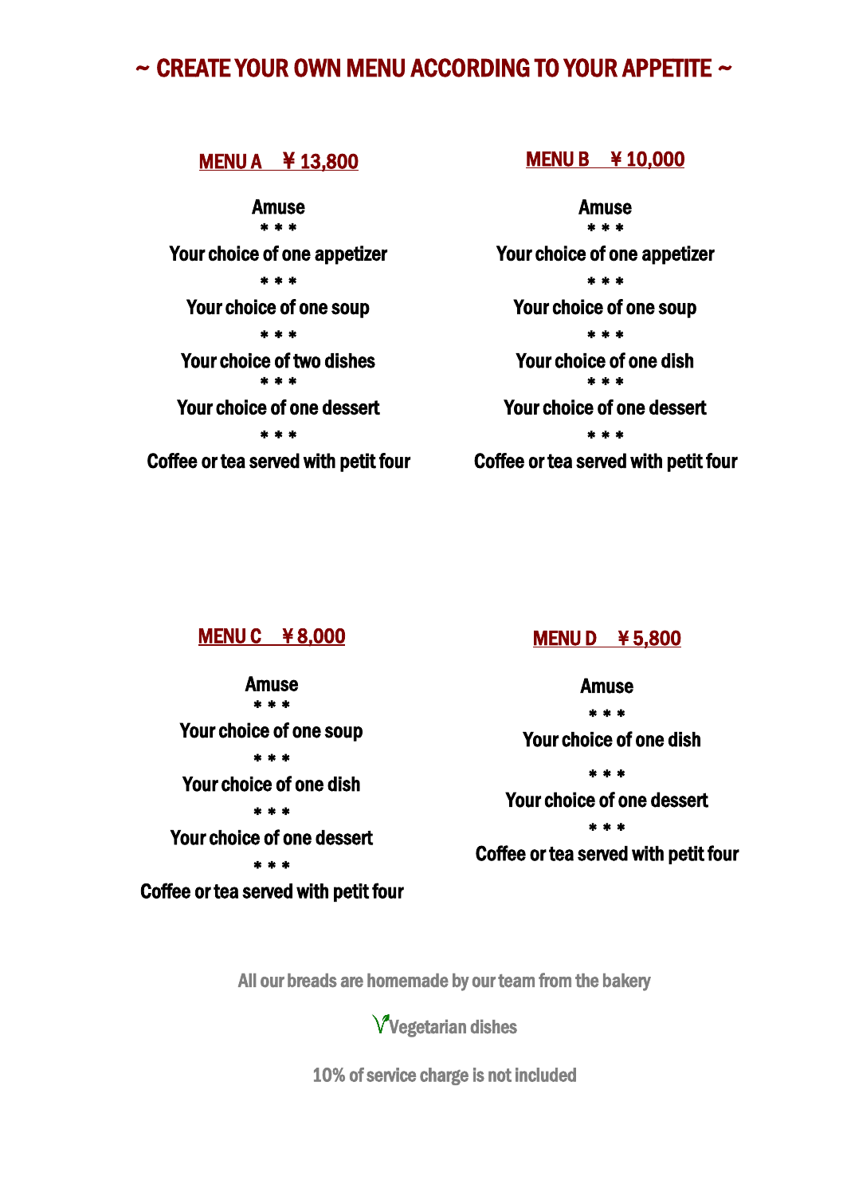# ~ CREATE YOUR OWN MENU ACCORDING TO YOUR APPETITE ~

## MENU A　¥ 13,800

**Amuse**

* * *

**Your choice of one appetizer**

* * *

**Your choice of one soup**

* * *

**Your choice of two dishes**

* * *

**Your choice of one dessert**

* * *

**Coffee or tea served with petit four**

## MENU B　¥ 10,000

**Amuse**

* * *

**Your choice of one appetizer**

* * *

**Your choice of one soup**

* * *

**Your choice of one dish**

* * *

**Your choice of one dessert**

* * *

**Coffee or tea served with petit four**

## MENU C　¥ 8,000

**Amuse**

* * *

**Your choice of one soup**

* * *

**Your choice of one dish**

* * *

**Your choice of one dessert**

* * *

**Coffee or tea served with petit four**

## MENU D　¥ 5,800

**Amuse**

* * *

**Your choice of one dish**

* * *

**Your choice of one dessert**

* * *

**Coffee or tea served with petit four**

All our breads are homemade by our team from the bakery

Vegetarian dishes

10% of service charge is not included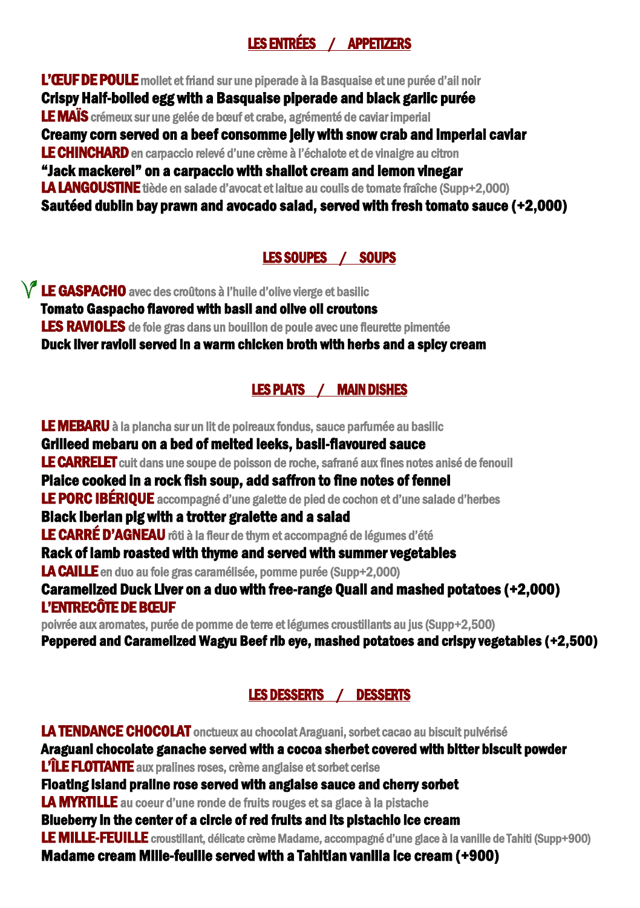## LES ENTRÉES / APPETIZERS

**L'ŒUF DE POULE** mollet et friand sur une piperade à la Basquaise et une purée d'ail noir
**Crispy Half-boiled egg with a Basquaise piperade and black garlic purée**

**LE MAÏS** crémeux sur une gelée de bœuf et crabe, agrémenté de caviar imperial
**Creamy corn served on a beef consomme jelly with snow crab and imperial caviar**

**LE CHINCHARD** en carpaccio relevé d'une crème à l'échalote et de vinaigre au citron
**"Jack mackerel" on a carpaccio with shallot cream and lemon vinegar**

**LA LANGOUSTINE** tiède en salade d'avocat et laitue au coulis de tomate fraîche (Supp+2,000)
**Sautéed dublin bay prawn and avocado salad, served with fresh tomato sauce (+2,000)**

## LES SOUPES / SOUPS

**LE GASPACHO** avec des croûtons à l'huile d'olive vierge et basilic
**Tomato Gaspacho flavored with basil and olive oil croutons**

**LES RAVIOLES** de foie gras dans un bouillon de poule avec une fleurette pimentée
**Duck liver ravioli served in a warm chicken broth with herbs and a spicy cream**

## LES PLATS / MAIN DISHES

**LE MEBARU** à la plancha sur un lit de poireaux fondus, sauce parfumée au basilic
**Grilleed mebaru on a bed of melted leeks, basil-flavoured sauce**

**LE CARRELET** cuit dans une soupe de poisson de roche, safrané aux fines notes anisé de fenouil
**Plaice cooked in a rock fish soup, add saffron to fine notes of fennel**

**LE PORC IBÉRIQUE** accompagné d'une galette de pied de cochon et d'une salade d'herbes
**Black Iberian pig with a trotter gralette and a salad**

**LE CARRÉ D'AGNEAU** rôti à la fleur de thym et accompagné de légumes d'été
**Rack of lamb roasted with thyme and served with summer vegetables**

**LA CAILLE** en duo au foie gras caramélisée, pomme purée (Supp+2,000)
**Caramelized Duck Liver on a duo with free-range Quail and mashed potatoes (+2,000)**

**L'ENTRECÔTE DE BŒUF**
poivrée aux aromates, purée de pomme de terre et légumes croustillants au jus (Supp+2,500)
**Peppered and Caramelized Wagyu Beef rib eye, mashed potatoes and crispy vegetables (+2,500)**

## LES DESSERTS / DESSERTS

**LA TENDANCE CHOCOLAT** onctueux au chocolat Araguani, sorbet cacao au biscuit pulvérisé
**Araguani chocolate ganache served with a cocoa sherbet covered with bitter biscuit powder**

**L'ÎLE FLOTTANTE** aux pralines roses, crème anglaise et sorbet cerise
**Floating island praline rose served with anglaise sauce and cherry sorbet**

**LA MYRTILLE** au coeur d'une ronde de fruits rouges et sa glace à la pistache
**Blueberry in the center of a circle of red fruits and its pistachio ice cream**

**LE MILLE-FEUILLE** croustillant, délicate crème Madame, accompagné d'une glace à la vanille de Tahiti (Supp+900)
**Madame cream Mille-feuille served with a Tahitian vanilla ice cream (+900)**